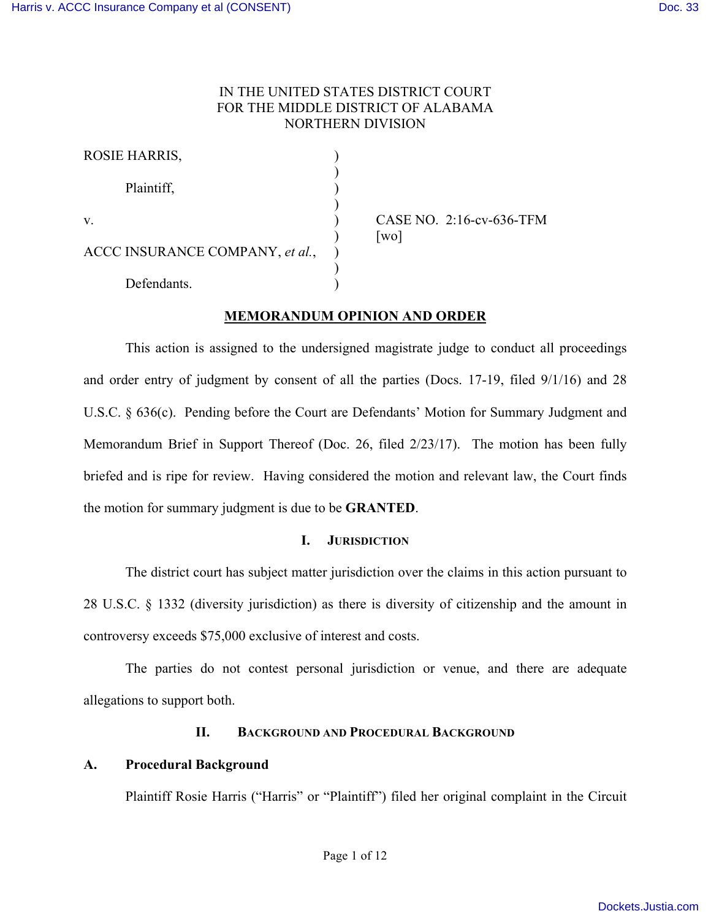IN THE UNITED STATES DISTRICT COURT
FOR THE MIDDLE DISTRICT OF ALABAMA
NORTHERN DIVISION

| | | |
|---|---|---|
| ROSIE HARRIS, | ) | |
| | ) | |
| Plaintiff, | ) | |
| | ) | |
| v. | ) | CASE NO. 2:16-cv-636-TFM |
| | ) | [wo] |
| ACCC INSURANCE COMPANY, *et al.*, | ) | |
| | ) | |
| Defendants. | ) | |

## MEMORANDUM OPINION AND ORDER

This action is assigned to the undersigned magistrate judge to conduct all proceedings and order entry of judgment by consent of all the parties (Docs. 17-19, filed 9/1/16) and 28 U.S.C. § 636(c). Pending before the Court are Defendants' Motion for Summary Judgment and Memorandum Brief in Support Thereof (Doc. 26, filed 2/23/17). The motion has been fully briefed and is ripe for review. Having considered the motion and relevant law, the Court finds the motion for summary judgment is due to be **GRANTED**.

### I. JURISDICTION

The district court has subject matter jurisdiction over the claims in this action pursuant to 28 U.S.C. § 1332 (diversity jurisdiction) as there is diversity of citizenship and the amount in controversy exceeds $75,000 exclusive of interest and costs.

The parties do not contest personal jurisdiction or venue, and there are adequate allegations to support both.

### II. BACKGROUND AND PROCEDURAL BACKGROUND

#### A. Procedural Background

Plaintiff Rosie Harris ("Harris" or "Plaintiff") filed her original complaint in the Circuit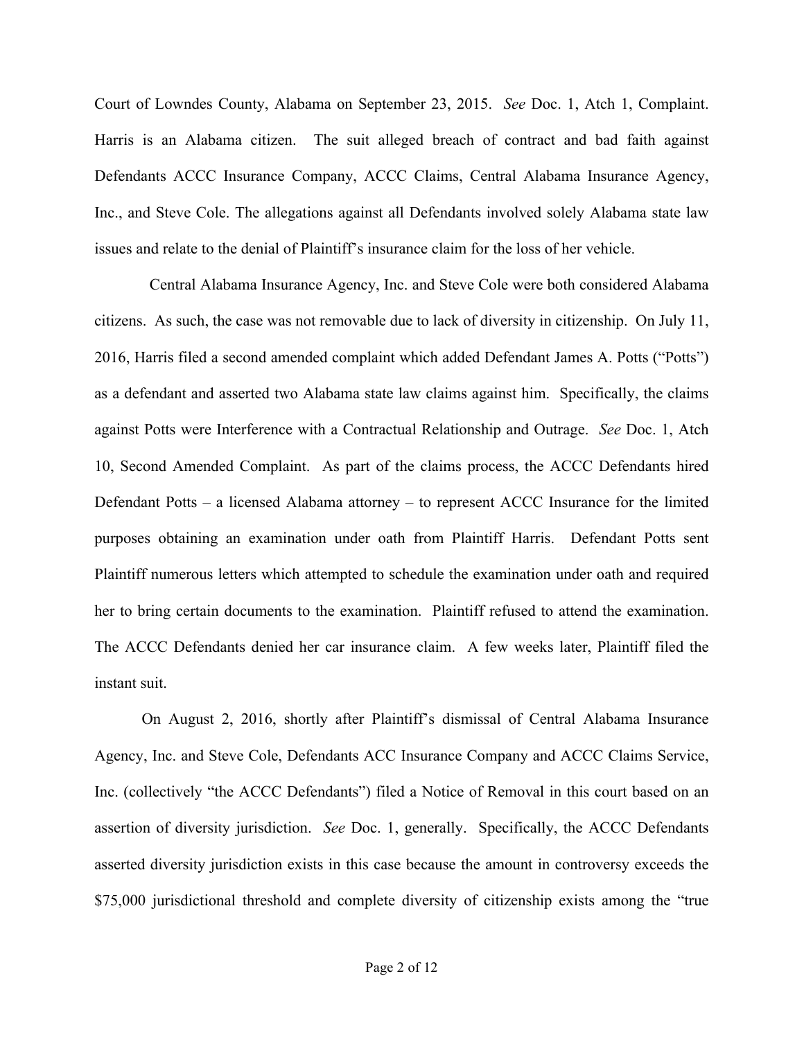Court of Lowndes County, Alabama on September 23, 2015. *See* Doc. 1, Atch 1, Complaint. Harris is an Alabama citizen. The suit alleged breach of contract and bad faith against Defendants ACCC Insurance Company, ACCC Claims, Central Alabama Insurance Agency, Inc., and Steve Cole. The allegations against all Defendants involved solely Alabama state law issues and relate to the denial of Plaintiff's insurance claim for the loss of her vehicle.

Central Alabama Insurance Agency, Inc. and Steve Cole were both considered Alabama citizens. As such, the case was not removable due to lack of diversity in citizenship. On July 11, 2016, Harris filed a second amended complaint which added Defendant James A. Potts ("Potts") as a defendant and asserted two Alabama state law claims against him. Specifically, the claims against Potts were Interference with a Contractual Relationship and Outrage. *See* Doc. 1, Atch 10, Second Amended Complaint. As part of the claims process, the ACCC Defendants hired Defendant Potts – a licensed Alabama attorney – to represent ACCC Insurance for the limited purposes obtaining an examination under oath from Plaintiff Harris. Defendant Potts sent Plaintiff numerous letters which attempted to schedule the examination under oath and required her to bring certain documents to the examination. Plaintiff refused to attend the examination. The ACCC Defendants denied her car insurance claim. A few weeks later, Plaintiff filed the instant suit.

On August 2, 2016, shortly after Plaintiff's dismissal of Central Alabama Insurance Agency, Inc. and Steve Cole, Defendants ACC Insurance Company and ACCC Claims Service, Inc. (collectively "the ACCC Defendants") filed a Notice of Removal in this court based on an assertion of diversity jurisdiction. *See* Doc. 1, generally. Specifically, the ACCC Defendants asserted diversity jurisdiction exists in this case because the amount in controversy exceeds the $75,000 jurisdictional threshold and complete diversity of citizenship exists among the "true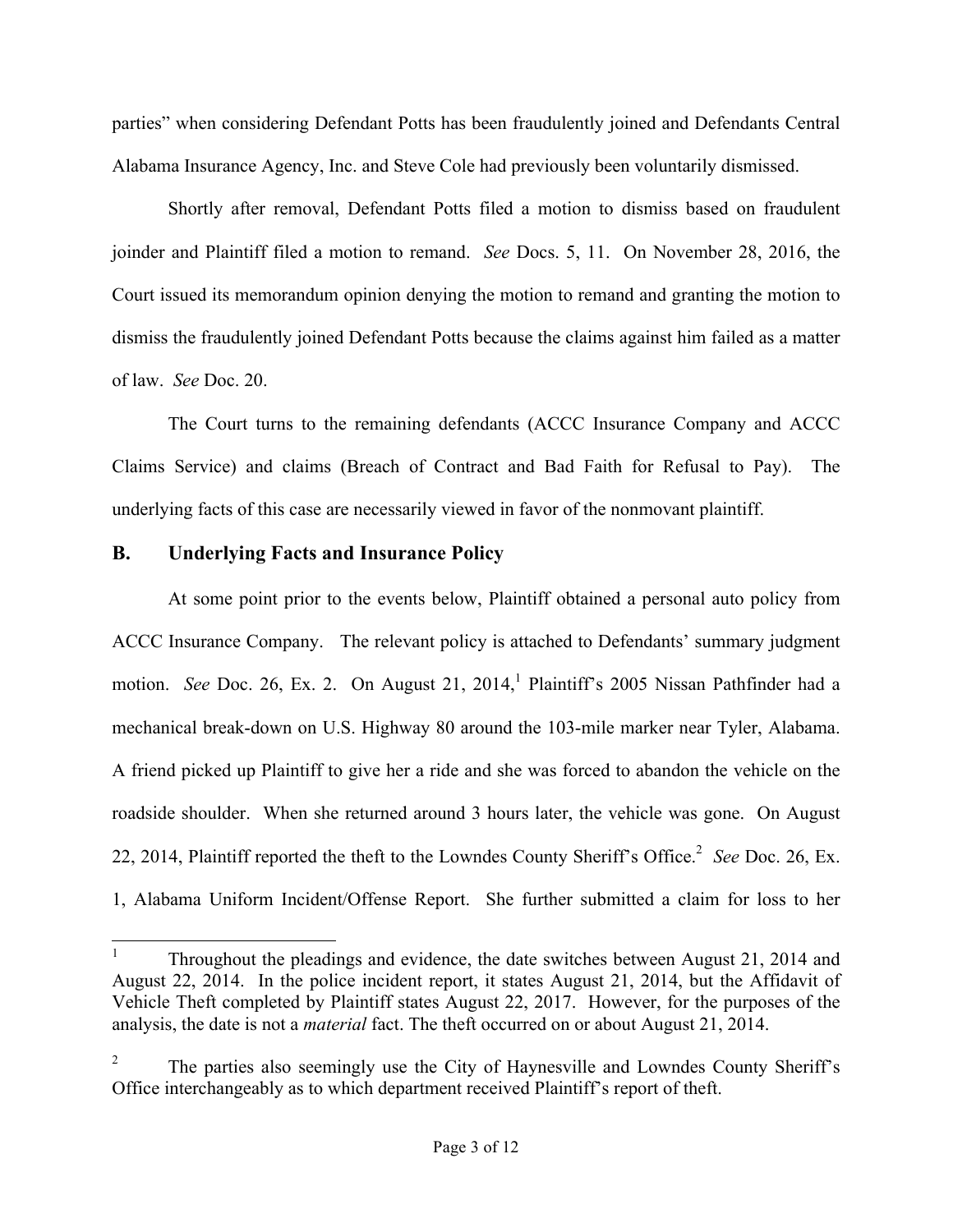parties" when considering Defendant Potts has been fraudulently joined and Defendants Central Alabama Insurance Agency, Inc. and Steve Cole had previously been voluntarily dismissed.

Shortly after removal, Defendant Potts filed a motion to dismiss based on fraudulent joinder and Plaintiff filed a motion to remand. *See* Docs. 5, 11. On November 28, 2016, the Court issued its memorandum opinion denying the motion to remand and granting the motion to dismiss the fraudulently joined Defendant Potts because the claims against him failed as a matter of law. *See* Doc. 20.

The Court turns to the remaining defendants (ACCC Insurance Company and ACCC Claims Service) and claims (Breach of Contract and Bad Faith for Refusal to Pay). The underlying facts of this case are necessarily viewed in favor of the nonmovant plaintiff.

## B. Underlying Facts and Insurance Policy

At some point prior to the events below, Plaintiff obtained a personal auto policy from ACCC Insurance Company. The relevant policy is attached to Defendants' summary judgment motion. *See* Doc. 26, Ex. 2. On August 21, 2014,[1] Plaintiff's 2005 Nissan Pathfinder had a mechanical break-down on U.S. Highway 80 around the 103-mile marker near Tyler, Alabama. A friend picked up Plaintiff to give her a ride and she was forced to abandon the vehicle on the roadside shoulder. When she returned around 3 hours later, the vehicle was gone. On August 22, 2014, Plaintiff reported the theft to the Lowndes County Sheriff's Office.[2] *See* Doc. 26, Ex. 1, Alabama Uniform Incident/Offense Report. She further submitted a claim for loss to her

---

[1] Throughout the pleadings and evidence, the date switches between August 21, 2014 and August 22, 2014. In the police incident report, it states August 21, 2014, but the Affidavit of Vehicle Theft completed by Plaintiff states August 22, 2017. However, for the purposes of the analysis, the date is not a *material* fact. The theft occurred on or about August 21, 2014.

[2] The parties also seemingly use the City of Haynesville and Lowndes County Sheriff's Office interchangeably as to which department received Plaintiff's report of theft.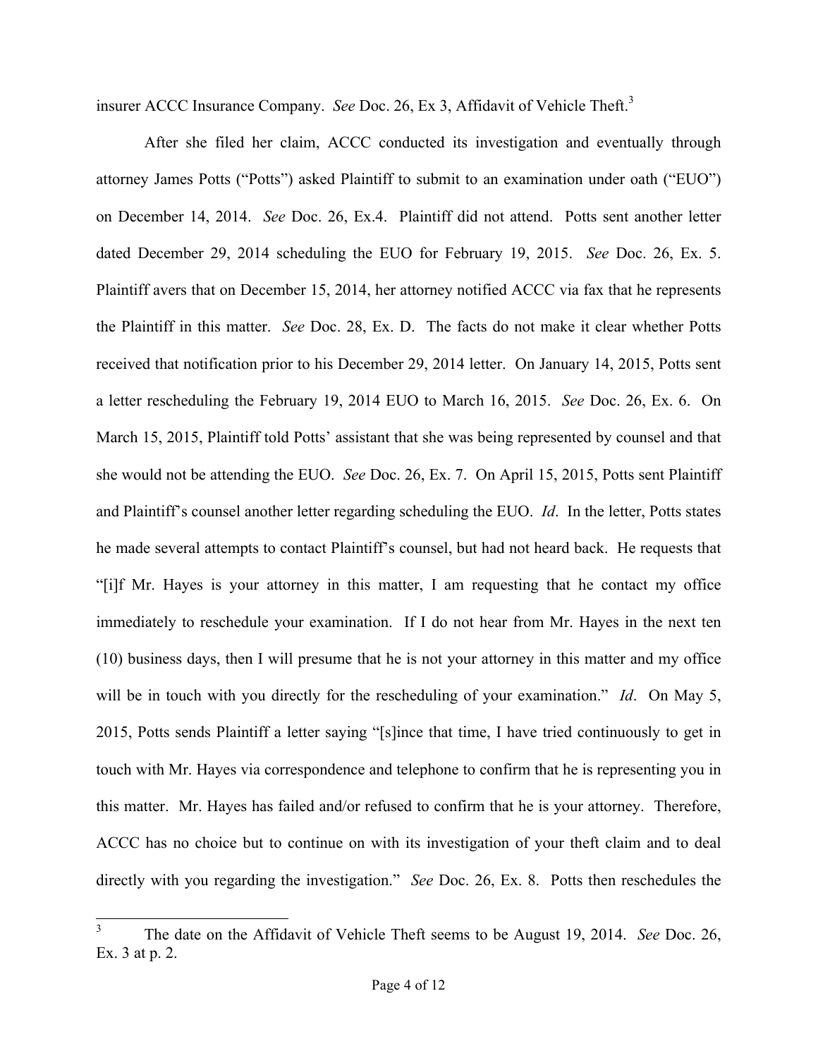insurer ACCC Insurance Company. *See* Doc. 26, Ex 3, Affidavit of Vehicle Theft.[3]

After she filed her claim, ACCC conducted its investigation and eventually through attorney James Potts ("Potts") asked Plaintiff to submit to an examination under oath ("EUO") on December 14, 2014. *See* Doc. 26, Ex.4. Plaintiff did not attend. Potts sent another letter dated December 29, 2014 scheduling the EUO for February 19, 2015. *See* Doc. 26, Ex. 5. Plaintiff avers that on December 15, 2014, her attorney notified ACCC via fax that he represents the Plaintiff in this matter. *See* Doc. 28, Ex. D. The facts do not make it clear whether Potts received that notification prior to his December 29, 2014 letter. On January 14, 2015, Potts sent a letter rescheduling the February 19, 2014 EUO to March 16, 2015. *See* Doc. 26, Ex. 6. On March 15, 2015, Plaintiff told Potts' assistant that she was being represented by counsel and that she would not be attending the EUO. *See* Doc. 26, Ex. 7. On April 15, 2015, Potts sent Plaintiff and Plaintiff's counsel another letter regarding scheduling the EUO. *Id*. In the letter, Potts states he made several attempts to contact Plaintiff's counsel, but had not heard back. He requests that "[i]f Mr. Hayes is your attorney in this matter, I am requesting that he contact my office immediately to reschedule your examination. If I do not hear from Mr. Hayes in the next ten (10) business days, then I will presume that he is not your attorney in this matter and my office will be in touch with you directly for the rescheduling of your examination." *Id*. On May 5, 2015, Potts sends Plaintiff a letter saying "[s]ince that time, I have tried continuously to get in touch with Mr. Hayes via correspondence and telephone to confirm that he is representing you in this matter. Mr. Hayes has failed and/or refused to confirm that he is your attorney. Therefore, ACCC has no choice but to continue on with its investigation of your theft claim and to deal directly with you regarding the investigation." *See* Doc. 26, Ex. 8. Potts then reschedules the

---

[3] The date on the Affidavit of Vehicle Theft seems to be August 19, 2014. *See* Doc. 26, Ex. 3 at p. 2.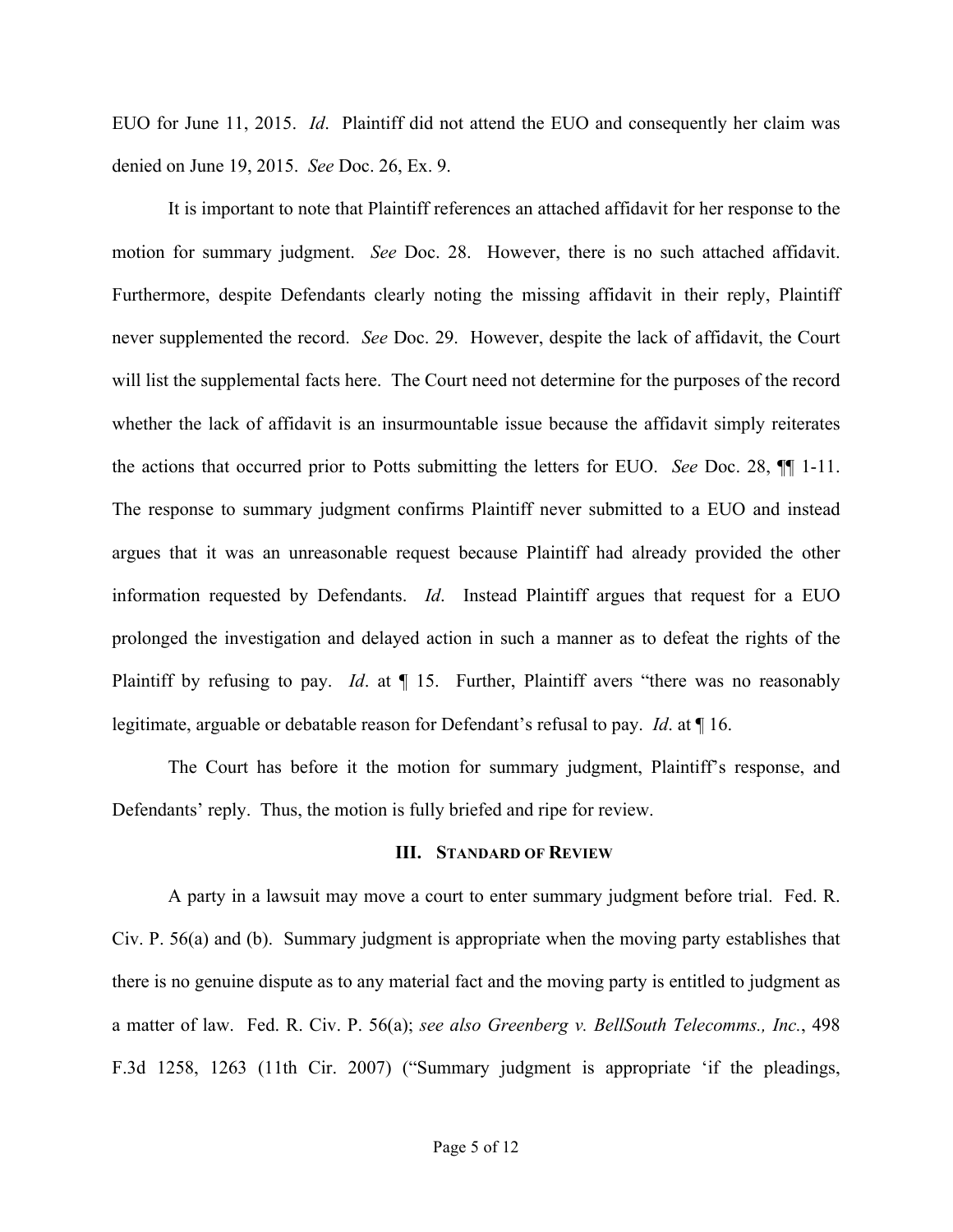EUO for June 11, 2015. *Id*. Plaintiff did not attend the EUO and consequently her claim was denied on June 19, 2015. *See* Doc. 26, Ex. 9.

It is important to note that Plaintiff references an attached affidavit for her response to the motion for summary judgment. *See* Doc. 28. However, there is no such attached affidavit. Furthermore, despite Defendants clearly noting the missing affidavit in their reply, Plaintiff never supplemented the record. *See* Doc. 29. However, despite the lack of affidavit, the Court will list the supplemental facts here. The Court need not determine for the purposes of the record whether the lack of affidavit is an insurmountable issue because the affidavit simply reiterates the actions that occurred prior to Potts submitting the letters for EUO. *See* Doc. 28, ¶¶ 1-11. The response to summary judgment confirms Plaintiff never submitted to a EUO and instead argues that it was an unreasonable request because Plaintiff had already provided the other information requested by Defendants. *Id*. Instead Plaintiff argues that request for a EUO prolonged the investigation and delayed action in such a manner as to defeat the rights of the Plaintiff by refusing to pay. *Id*. at ¶ 15. Further, Plaintiff avers "there was no reasonably legitimate, arguable or debatable reason for Defendant's refusal to pay. *Id*. at ¶ 16.

The Court has before it the motion for summary judgment, Plaintiff's response, and Defendants' reply. Thus, the motion is fully briefed and ripe for review.

### III. Standard of Review

A party in a lawsuit may move a court to enter summary judgment before trial. Fed. R. Civ. P. 56(a) and (b). Summary judgment is appropriate when the moving party establishes that there is no genuine dispute as to any material fact and the moving party is entitled to judgment as a matter of law. Fed. R. Civ. P. 56(a); *see also Greenberg v. BellSouth Telecomms., Inc.*, 498 F.3d 1258, 1263 (11th Cir. 2007) ("Summary judgment is appropriate 'if the pleadings,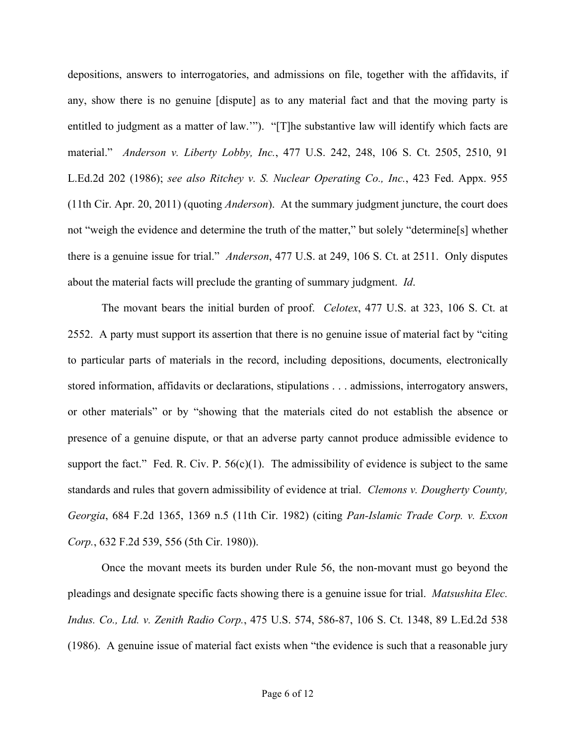depositions, answers to interrogatories, and admissions on file, together with the affidavits, if any, show there is no genuine [dispute] as to any material fact and that the moving party is entitled to judgment as a matter of law.'"). "[T]he substantive law will identify which facts are material." *Anderson v. Liberty Lobby, Inc.*, 477 U.S. 242, 248, 106 S. Ct. 2505, 2510, 91 L.Ed.2d 202 (1986); *see also Ritchey v. S. Nuclear Operating Co., Inc.*, 423 Fed. Appx. 955 (11th Cir. Apr. 20, 2011) (quoting *Anderson*). At the summary judgment juncture, the court does not "weigh the evidence and determine the truth of the matter," but solely "determine[s] whether there is a genuine issue for trial." *Anderson*, 477 U.S. at 249, 106 S. Ct. at 2511. Only disputes about the material facts will preclude the granting of summary judgment. *Id*.

The movant bears the initial burden of proof. *Celotex*, 477 U.S. at 323, 106 S. Ct. at 2552. A party must support its assertion that there is no genuine issue of material fact by "citing to particular parts of materials in the record, including depositions, documents, electronically stored information, affidavits or declarations, stipulations . . . admissions, interrogatory answers, or other materials" or by "showing that the materials cited do not establish the absence or presence of a genuine dispute, or that an adverse party cannot produce admissible evidence to support the fact." Fed. R. Civ. P. 56(c)(1). The admissibility of evidence is subject to the same standards and rules that govern admissibility of evidence at trial. *Clemons v. Dougherty County, Georgia*, 684 F.2d 1365, 1369 n.5 (11th Cir. 1982) (citing *Pan-Islamic Trade Corp. v. Exxon Corp.*, 632 F.2d 539, 556 (5th Cir. 1980)).

Once the movant meets its burden under Rule 56, the non-movant must go beyond the pleadings and designate specific facts showing there is a genuine issue for trial. *Matsushita Elec. Indus. Co., Ltd. v. Zenith Radio Corp.*, 475 U.S. 574, 586-87, 106 S. Ct. 1348, 89 L.Ed.2d 538 (1986). A genuine issue of material fact exists when "the evidence is such that a reasonable jury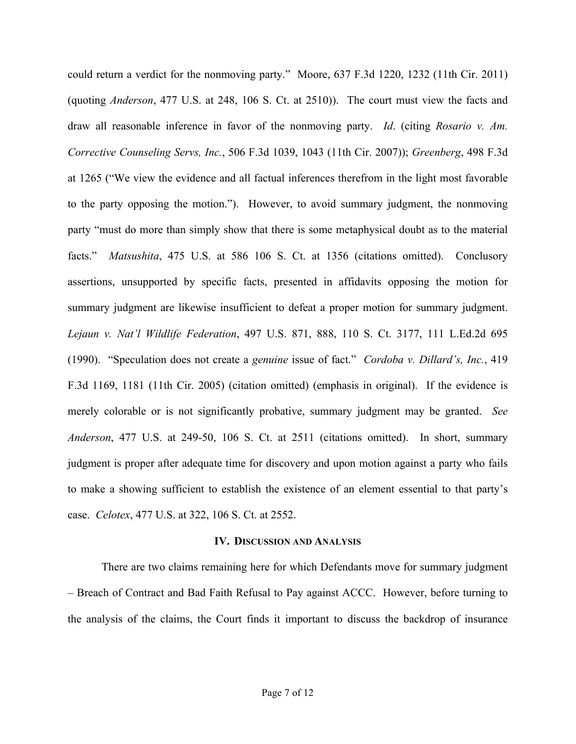could return a verdict for the nonmoving party." Moore, 637 F.3d 1220, 1232 (11th Cir. 2011) (quoting *Anderson*, 477 U.S. at 248, 106 S. Ct. at 2510)). The court must view the facts and draw all reasonable inference in favor of the nonmoving party. *Id*. (citing *Rosario v. Am. Corrective Counseling Servs, Inc.*, 506 F.3d 1039, 1043 (11th Cir. 2007)); *Greenberg*, 498 F.3d at 1265 ("We view the evidence and all factual inferences therefrom in the light most favorable to the party opposing the motion."). However, to avoid summary judgment, the nonmoving party "must do more than simply show that there is some metaphysical doubt as to the material facts." *Matsushita*, 475 U.S. at 586 106 S. Ct. at 1356 (citations omitted). Conclusory assertions, unsupported by specific facts, presented in affidavits opposing the motion for summary judgment are likewise insufficient to defeat a proper motion for summary judgment. *Lejaun v. Nat'l Wildlife Federation*, 497 U.S. 871, 888, 110 S. Ct. 3177, 111 L.Ed.2d 695 (1990). "Speculation does not create a *genuine* issue of fact." *Cordoba v. Dillard's, Inc.*, 419 F.3d 1169, 1181 (11th Cir. 2005) (citation omitted) (emphasis in original). If the evidence is merely colorable or is not significantly probative, summary judgment may be granted. *See Anderson*, 477 U.S. at 249-50, 106 S. Ct. at 2511 (citations omitted). In short, summary judgment is proper after adequate time for discovery and upon motion against a party who fails to make a showing sufficient to establish the existence of an element essential to that party's case. *Celotex*, 477 U.S. at 322, 106 S. Ct. at 2552.

## IV. Discussion and Analysis

There are two claims remaining here for which Defendants move for summary judgment – Breach of Contract and Bad Faith Refusal to Pay against ACCC. However, before turning to the analysis of the claims, the Court finds it important to discuss the backdrop of insurance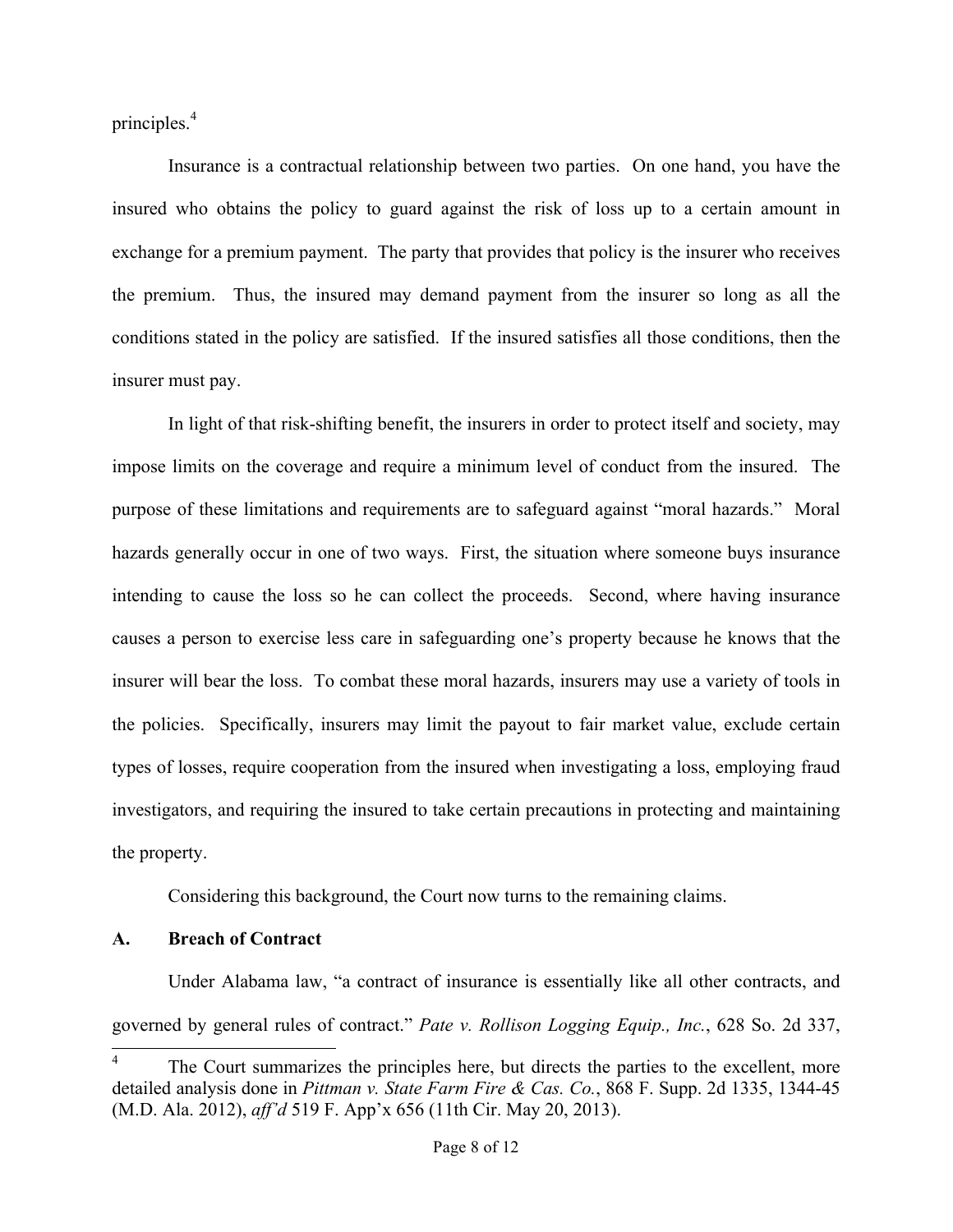principles.[4]

Insurance is a contractual relationship between two parties. On one hand, you have the insured who obtains the policy to guard against the risk of loss up to a certain amount in exchange for a premium payment. The party that provides that policy is the insurer who receives the premium. Thus, the insured may demand payment from the insurer so long as all the conditions stated in the policy are satisfied. If the insured satisfies all those conditions, then the insurer must pay.

In light of that risk-shifting benefit, the insurers in order to protect itself and society, may impose limits on the coverage and require a minimum level of conduct from the insured. The purpose of these limitations and requirements are to safeguard against "moral hazards." Moral hazards generally occur in one of two ways. First, the situation where someone buys insurance intending to cause the loss so he can collect the proceeds. Second, where having insurance causes a person to exercise less care in safeguarding one's property because he knows that the insurer will bear the loss. To combat these moral hazards, insurers may use a variety of tools in the policies. Specifically, insurers may limit the payout to fair market value, exclude certain types of losses, require cooperation from the insured when investigating a loss, employing fraud investigators, and requiring the insured to take certain precautions in protecting and maintaining the property.

Considering this background, the Court now turns to the remaining claims.

## A. Breach of Contract

Under Alabama law, "a contract of insurance is essentially like all other contracts, and governed by general rules of contract." *Pate v. Rollison Logging Equip., Inc.*, 628 So. 2d 337,

---

[4] The Court summarizes the principles here, but directs the parties to the excellent, more detailed analysis done in *Pittman v. State Farm Fire & Cas. Co.*, 868 F. Supp. 2d 1335, 1344-45 (M.D. Ala. 2012), *aff'd* 519 F. App'x 656 (11th Cir. May 20, 2013).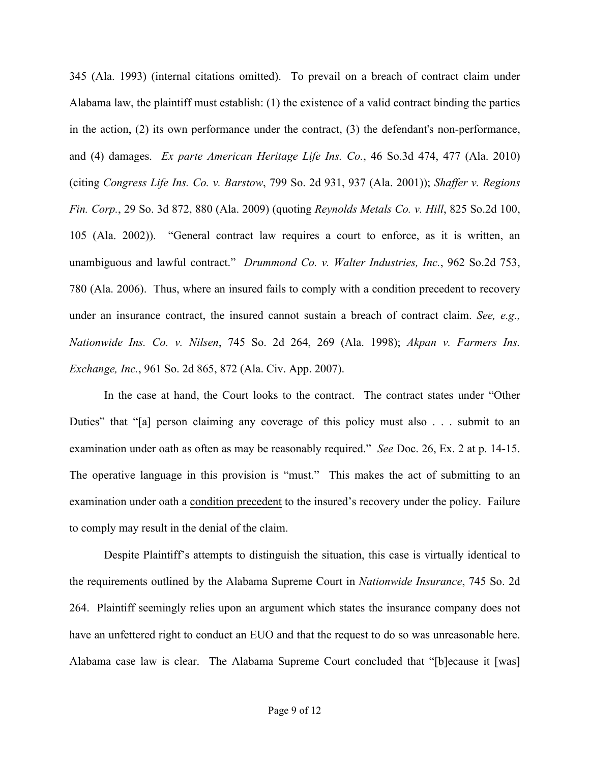345 (Ala. 1993) (internal citations omitted). To prevail on a breach of contract claim under Alabama law, the plaintiff must establish: (1) the existence of a valid contract binding the parties in the action, (2) its own performance under the contract, (3) the defendant's non-performance, and (4) damages. *Ex parte American Heritage Life Ins. Co.*, 46 So.3d 474, 477 (Ala. 2010) (citing *Congress Life Ins. Co. v. Barstow*, 799 So. 2d 931, 937 (Ala. 2001)); *Shaffer v. Regions Fin. Corp.*, 29 So. 3d 872, 880 (Ala. 2009) (quoting *Reynolds Metals Co. v. Hill*, 825 So.2d 100, 105 (Ala. 2002)). "General contract law requires a court to enforce, as it is written, an unambiguous and lawful contract." *Drummond Co. v. Walter Industries, Inc.*, 962 So.2d 753, 780 (Ala. 2006). Thus, where an insured fails to comply with a condition precedent to recovery under an insurance contract, the insured cannot sustain a breach of contract claim. *See, e.g., Nationwide Ins. Co. v. Nilsen*, 745 So. 2d 264, 269 (Ala. 1998); *Akpan v. Farmers Ins. Exchange, Inc.*, 961 So. 2d 865, 872 (Ala. Civ. App. 2007).

In the case at hand, the Court looks to the contract. The contract states under "Other Duties" that "[a] person claiming any coverage of this policy must also . . . submit to an examination under oath as often as may be reasonably required." *See* Doc. 26, Ex. 2 at p. 14-15. The operative language in this provision is "must." This makes the act of submitting to an examination under oath a condition precedent to the insured's recovery under the policy. Failure to comply may result in the denial of the claim.

Despite Plaintiff's attempts to distinguish the situation, this case is virtually identical to the requirements outlined by the Alabama Supreme Court in *Nationwide Insurance*, 745 So. 2d 264. Plaintiff seemingly relies upon an argument which states the insurance company does not have an unfettered right to conduct an EUO and that the request to do so was unreasonable here. Alabama case law is clear. The Alabama Supreme Court concluded that "[b]ecause it [was]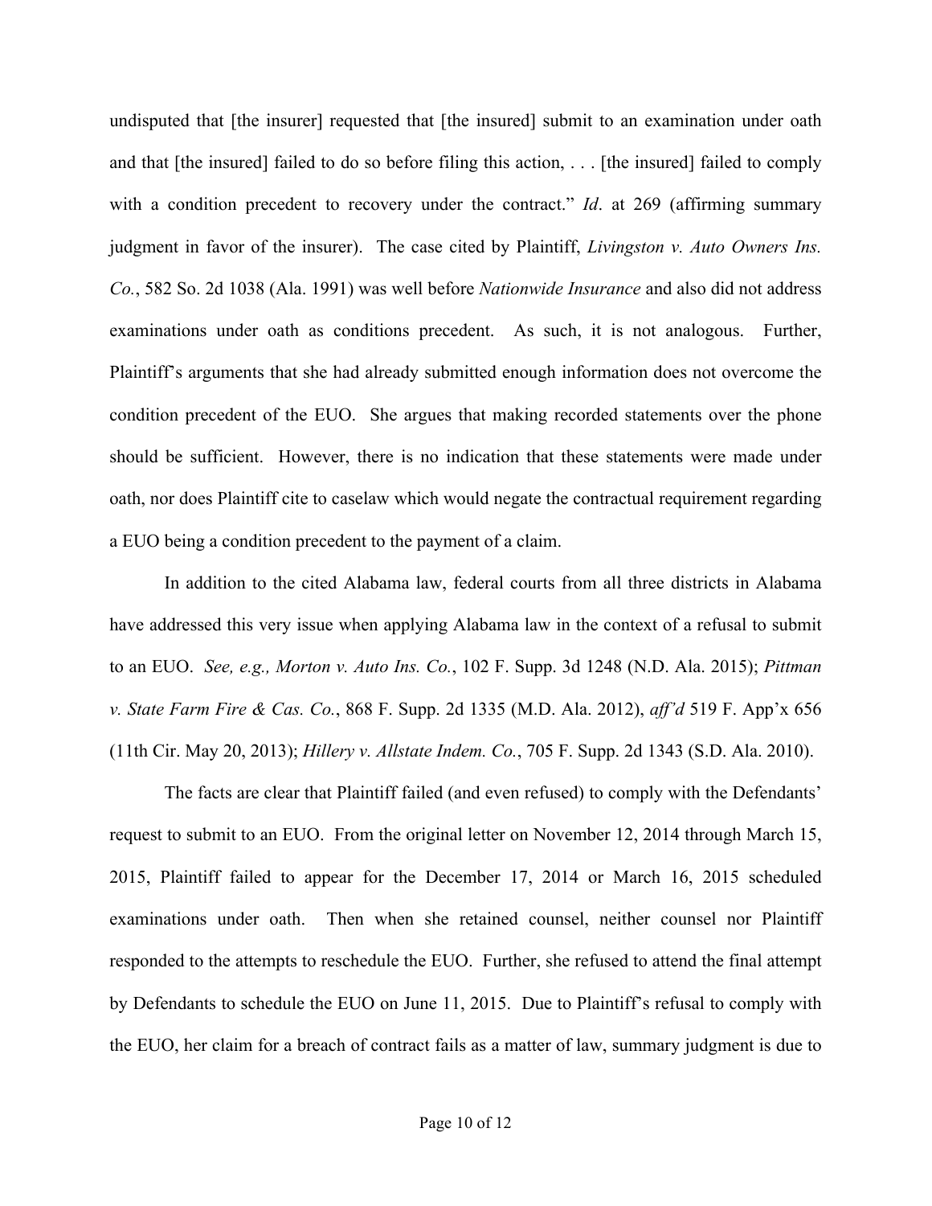undisputed that [the insurer] requested that [the insured] submit to an examination under oath and that [the insured] failed to do so before filing this action, . . . [the insured] failed to comply with a condition precedent to recovery under the contract." *Id*. at 269 (affirming summary judgment in favor of the insurer). The case cited by Plaintiff, *Livingston v. Auto Owners Ins. Co.*, 582 So. 2d 1038 (Ala. 1991) was well before *Nationwide Insurance* and also did not address examinations under oath as conditions precedent. As such, it is not analogous. Further, Plaintiff's arguments that she had already submitted enough information does not overcome the condition precedent of the EUO. She argues that making recorded statements over the phone should be sufficient. However, there is no indication that these statements were made under oath, nor does Plaintiff cite to caselaw which would negate the contractual requirement regarding a EUO being a condition precedent to the payment of a claim.

In addition to the cited Alabama law, federal courts from all three districts in Alabama have addressed this very issue when applying Alabama law in the context of a refusal to submit to an EUO. *See, e.g., Morton v. Auto Ins. Co.*, 102 F. Supp. 3d 1248 (N.D. Ala. 2015); *Pittman v. State Farm Fire & Cas. Co.*, 868 F. Supp. 2d 1335 (M.D. Ala. 2012), *aff'd* 519 F. App'x 656 (11th Cir. May 20, 2013); *Hillery v. Allstate Indem. Co.*, 705 F. Supp. 2d 1343 (S.D. Ala. 2010).

The facts are clear that Plaintiff failed (and even refused) to comply with the Defendants' request to submit to an EUO. From the original letter on November 12, 2014 through March 15, 2015, Plaintiff failed to appear for the December 17, 2014 or March 16, 2015 scheduled examinations under oath. Then when she retained counsel, neither counsel nor Plaintiff responded to the attempts to reschedule the EUO. Further, she refused to attend the final attempt by Defendants to schedule the EUO on June 11, 2015. Due to Plaintiff's refusal to comply with the EUO, her claim for a breach of contract fails as a matter of law, summary judgment is due to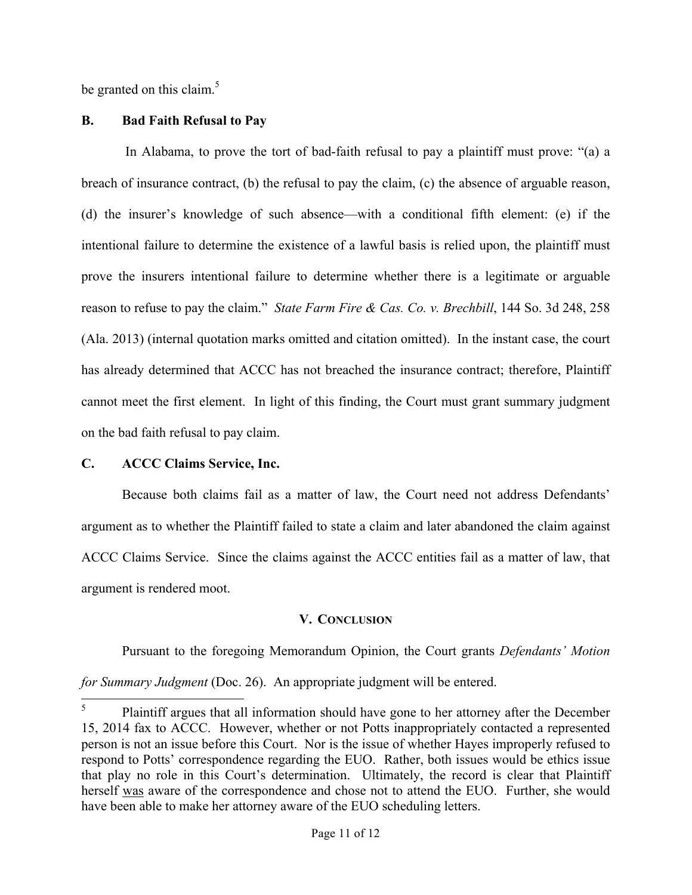be granted on this claim.[5]

**B. Bad Faith Refusal to Pay**

In Alabama, to prove the tort of bad-faith refusal to pay a plaintiff must prove: "(a) a breach of insurance contract, (b) the refusal to pay the claim, (c) the absence of arguable reason, (d) the insurer's knowledge of such absence—with a conditional fifth element: (e) if the intentional failure to determine the existence of a lawful basis is relied upon, the plaintiff must prove the insurers intentional failure to determine whether there is a legitimate or arguable reason to refuse to pay the claim." *State Farm Fire & Cas. Co. v. Brechbill*, 144 So. 3d 248, 258 (Ala. 2013) (internal quotation marks omitted and citation omitted). In the instant case, the court has already determined that ACCC has not breached the insurance contract; therefore, Plaintiff cannot meet the first element. In light of this finding, the Court must grant summary judgment on the bad faith refusal to pay claim.

**C. ACCC Claims Service, Inc.**

Because both claims fail as a matter of law, the Court need not address Defendants' argument as to whether the Plaintiff failed to state a claim and later abandoned the claim against ACCC Claims Service. Since the claims against the ACCC entities fail as a matter of law, that argument is rendered moot.

## V. Conclusion

Pursuant to the foregoing Memorandum Opinion, the Court grants *Defendants' Motion for Summary Judgment* (Doc. 26). An appropriate judgment will be entered.

---

[5] Plaintiff argues that all information should have gone to her attorney after the December 15, 2014 fax to ACCC. However, whether or not Potts inappropriately contacted a represented person is not an issue before this Court. Nor is the issue of whether Hayes improperly refused to respond to Potts' correspondence regarding the EUO. Rather, both issues would be ethics issue that play no role in this Court's determination. Ultimately, the record is clear that Plaintiff herself <u>was</u> aware of the correspondence and chose not to attend the EUO. Further, she would have been able to make her attorney aware of the EUO scheduling letters.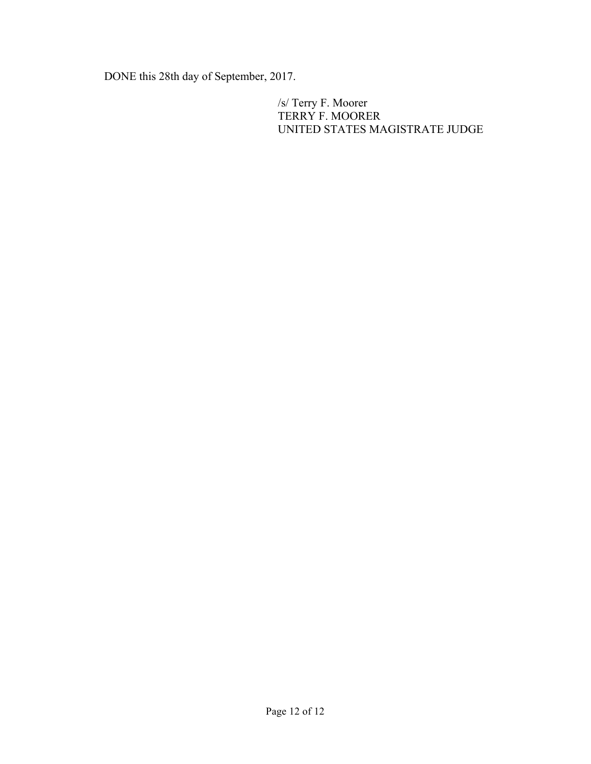DONE this 28th day of September, 2017.

/s/ Terry F. Moorer
TERRY F. MOORER
UNITED STATES MAGISTRATE JUDGE